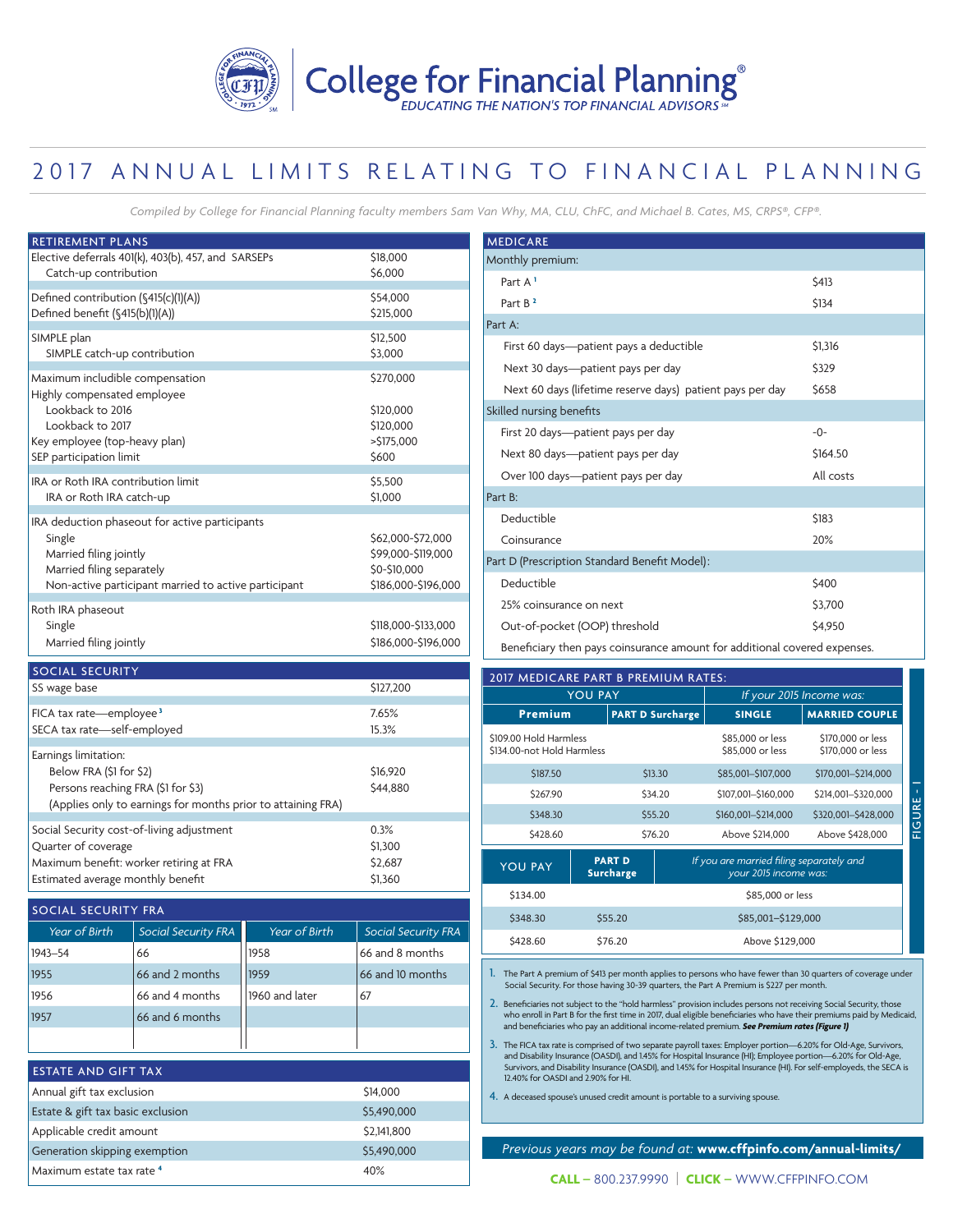# College for Financial Planning®

EDUCATING THE NATION'S TOP FINANCIAL ADVISORS℠

## 2017 ANNUAL LIMITS RELATING TO FINANCIAL PLANNING

*Compiled by College for Financial Planning faculty members Sam Van Why, MA, CLU, ChFC, and Michael B. Cates, MS, CRPS®, CFP®.*

### RETIREMENT PLANS

| | |
|---|---|
| Elective deferrals 401(k), 403(b), 457, and SARSEPs | $18,000 |
| Catch-up contribution | $6,000 |
| Defined contribution (§415(c)(1)(A)) | $54,000 |
| Defined benefit (§415(b)(1)(A)) | $215,000 |
| SIMPLE plan | $12,500 |
| SIMPLE catch-up contribution | $3,000 |
| Maximum includible compensation | $270,000 |
| Highly compensated employee | |
| Lookback to 2016 | $120,000 |
| Lookback to 2017 | $120,000 |
| Key employee (top-heavy plan) | >$175,000 |
| SEP participation limit | $600 |
| IRA or Roth IRA contribution limit | $5,500 |
| IRA or Roth IRA catch-up | $1,000 |
| IRA deduction phaseout for active participants | |
| Single | $62,000-$72,000 |
| Married filing jointly | $99,000-$119,000 |
| Married filing separately | $0-$10,000 |
| Non-active participant married to active participant | $186,000-$196,000 |
| Roth IRA phaseout | |
| Single | $118,000-$133,000 |
| Married filing jointly | $186,000-$196,000 |

### SOCIAL SECURITY

| | |
|---|---|
| SS wage base | $127,200 |
| FICA tax rate—employee [3] | 7.65% |
| SECA tax rate—self-employed | 15.3% |
| Earnings limitation: | |
| Below FRA ($1 for $2) | $16,920 |
| Persons reaching FRA ($1 for $3) | $44,880 |
| (Applies only to earnings for months prior to attaining FRA) | |
| Social Security cost-of-living adjustment | 0.3% |
| Quarter of coverage | $1,300 |
| Maximum benefit: worker retiring at FRA | $2,687 |
| Estimated average monthly benefit | $1,360 |

### SOCIAL SECURITY FRA

| Year of Birth | Social Security FRA | Year of Birth | Social Security FRA |
|---|---|---|---|
| 1943–54 | 66 | 1958 | 66 and 8 months |
| 1955 | 66 and 2 months | 1959 | 66 and 10 months |
| 1956 | 66 and 4 months | 1960 and later | 67 |
| 1957 | 66 and 6 months | | |

### ESTATE AND GIFT TAX

| | |
|---|---|
| Annual gift tax exclusion | $14,000 |
| Estate & gift tax basic exclusion | $5,490,000 |
| Applicable credit amount | $2,141,800 |
| Generation skipping exemption | $5,490,000 |
| Maximum estate tax rate [4] | 40% |

### MEDICARE

| | |
|---|---|
| Monthly premium: | |
| Part A [1] | $413 |
| Part B [2] | $134 |
| Part A: | |
| First 60 days—patient pays a deductible | $1,316 |
| Next 30 days—patient pays per day | $329 |
| Next 60 days (lifetime reserve days) patient pays per day | $658 |
| Skilled nursing benefits | |
| First 20 days—patient pays per day | -0- |
| Next 80 days—patient pays per day | $164.50 |
| Over 100 days—patient pays per day | All costs |
| Part B: | |
| Deductible | $183 |
| Coinsurance | 20% |
| Part D (Prescription Standard Benefit Model): | |
| Deductible | $400 |
| 25% coinsurance on next | $3,700 |
| Out-of-pocket (OOP) threshold | $4,950 |
| Beneficiary then pays coinsurance amount for additional covered expenses. | |

### 2017 MEDICARE PART B PREMIUM RATES:

| YOU PAY | | If your 2015 Income was: | |
|---|---|---|---|
| Premium | PART D Surcharge | SINGLE | MARRIED COUPLE |
| $109.00 Hold Harmless<br>$134.00-not Hold Harmless | | $85,000 or less<br>$85,000 or less | $170,000 or less<br>$170,000 or less |
| $187.50 | $13.30 | $85,001–$107,000 | $170,001–$214,000 |
| $267.90 | $34.20 | $107,001–$160,000 | $214,001–$320,000 |
| $348.30 | $55.20 | $160,001–$214,000 | $320,001–$428,000 |
| $428.60 | $76.20 | Above $214,000 | Above $428,000 |

| YOU PAY | PART D Surcharge | If you are married filing separately and your 2015 income was: |
|---|---|---|
| $134.00 | | $85,000 or less |
| $348.30 | $55.20 | $85,001–$129,000 |
| $428.60 | $76.20 | Above $129,000 |

FIGURE - 1

1. The Part A premium of $413 per month applies to persons who have fewer than 30 quarters of coverage under Social Security. For those having 30-39 quarters, the Part A Premium is $227 per month.
2. Beneficiaries not subject to the "hold harmless" provision includes persons not receiving Social Security, those who enroll in Part B for the first time in 2017, dual eligible beneficiaries who have their premiums paid by Medicaid, and beneficiaries who pay an additional income-related premium. ***See Premium rates (Figure 1)***
3. The FICA tax rate is comprised of two separate payroll taxes: Employer portion—6.20% for Old-Age, Survivors, and Disability Insurance (OASDI), and 1.45% for Hospital Insurance (HI); Employee portion—6.20% for Old-Age, Survivors, and Disability Insurance (OASDI), and 1.45% for Hospital Insurance (HI). For self-employeds, the SECA is 12.40% for OASDI and 2.90% for HI.
4. A deceased spouse's unused credit amount is portable to a surviving spouse.

*Previous years may be found at:* **www.cffpinfo.com/annual-limits/**

**CALL** – 800.237.9990 | **CLICK** – WWW.CFFPINFO.COM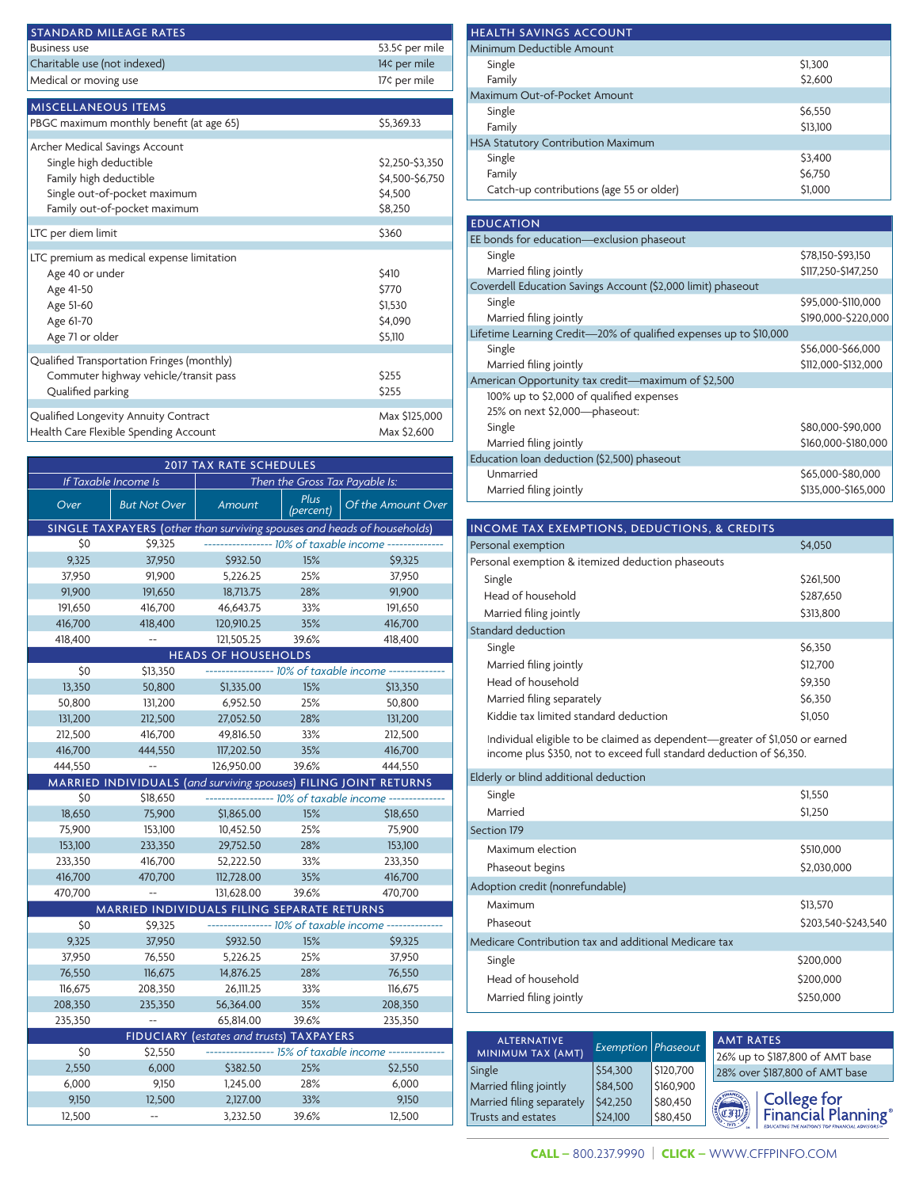## STANDARD MILEAGE RATES

| | |
|---|---|
| Business use | 53.5¢ per mile |
| Charitable use (not indexed) | 14¢ per mile |
| Medical or moving use | 17¢ per mile |

## MISCELLANEOUS ITEMS

| | |
|---|---|
| PBGC maximum monthly benefit (at age 65) | $5,369.33 |
| Archer Medical Savings Account | |
| Single high deductible | $2,250-$3,350 |
| Family high deductible | $4,500-$6,750 |
| Single out-of-pocket maximum | $4,500 |
| Family out-of-pocket maximum | $8,250 |
| LTC per diem limit | $360 |
| LTC premium as medical expense limitation | |
| Age 40 or under | $410 |
| Age 41-50 | $770 |
| Age 51-60 | $1,530 |
| Age 61-70 | $4,090 |
| Age 71 or older | $5,110 |
| Qualified Transportation Fringes (monthly) | |
| Commuter highway vehicle/transit pass | $255 |
| Qualified parking | $255 |
| Qualified Longevity Annuity Contract | Max $125,000 |
| Health Care Flexible Spending Account | Max $2,600 |

## 2017 TAX RATE SCHEDULES

| If Taxable Income Is | | Then the Gross Tax Payable Is: | | |
|---|---|---|---|---|
| Over | But Not Over | Amount | Plus (percent) | Of the Amount Over |
| **SINGLE TAXPAYERS** (*other than surviving spouses and heads of households*) | | | | |
| $0 | $9,325 | 10% of taxable income | | |
| 9,325 | 37,950 | $932.50 | 15% | $9,325 |
| 37,950 | 91,900 | 5,226.25 | 25% | 37,950 |
| 91,900 | 191,650 | 18,713.75 | 28% | 91,900 |
| 191,650 | 416,700 | 46,643.75 | 33% | 191,650 |
| 416,700 | 418,400 | 120,910.25 | 35% | 416,700 |
| 418,400 | -- | 121,505.25 | 39.6% | 418,400 |
| **HEADS OF HOUSEHOLDS** | | | | |
| $0 | $13,350 | 10% of taxable income | | |
| 13,350 | 50,800 | $1,335.00 | 15% | $13,350 |
| 50,800 | 131,200 | 6,952.50 | 25% | 50,800 |
| 131,200 | 212,500 | 27,052.50 | 28% | 131,200 |
| 212,500 | 416,700 | 49,816.50 | 33% | 212,500 |
| 416,700 | 444,550 | 117,202.50 | 35% | 416,700 |
| 444,550 | -- | 126,950.00 | 39.6% | 444,550 |
| **MARRIED INDIVIDUALS** (*and surviving spouses*) **FILING JOINT RETURNS** | | | | |
| $0 | $18,650 | 10% of taxable income | | |
| 18,650 | 75,900 | $1,865.00 | 15% | $18,650 |
| 75,900 | 153,100 | 10,452.50 | 25% | 75,900 |
| 153,100 | 233,350 | 29,752.50 | 28% | 153,100 |
| 233,350 | 416,700 | 52,222.50 | 33% | 233,350 |
| 416,700 | 470,700 | 112,728.00 | 35% | 416,700 |
| 470,700 | -- | 131,628.00 | 39.6% | 470,700 |
| **MARRIED INDIVIDUALS FILING SEPARATE RETURNS** | | | | |
| $0 | $9,325 | 10% of taxable income | | |
| 9,325 | 37,950 | $932.50 | 15% | $9,325 |
| 37,950 | 76,550 | 5,226.25 | 25% | 37,950 |
| 76,550 | 116,675 | 14,876.25 | 28% | 76,550 |
| 116,675 | 208,350 | 26,111.25 | 33% | 116,675 |
| 208,350 | 235,350 | 56,364.00 | 35% | 208,350 |
| 235,350 | -- | 65,814.00 | 39.6% | 235,350 |
| **FIDUCIARY** (*estates and trusts*) **TAXPAYERS** | | | | |
| $0 | $2,550 | 15% of taxable income | | |
| 2,550 | 6,000 | $382.50 | 25% | $2,550 |
| 6,000 | 9,150 | 1,245.00 | 28% | 6,000 |
| 9,150 | 12,500 | 2,127.00 | 33% | 9,150 |
| 12,500 | -- | 3,232.50 | 39.6% | 12,500 |

## HEALTH SAVINGS ACCOUNT

| | |
|---|---|
| Minimum Deductible Amount | |
| Single | $1,300 |
| Family | $2,600 |
| Maximum Out-of-Pocket Amount | |
| Single | $6,550 |
| Family | $13,100 |
| HSA Statutory Contribution Maximum | |
| Single | $3,400 |
| Family | $6,750 |
| Catch-up contributions (age 55 or older) | $1,000 |

## EDUCATION

| | |
|---|---|
| EE bonds for education—exclusion phaseout | |
| Single | $78,150-$93,150 |
| Married filing jointly | $117,250-$147,250 |
| Coverdell Education Savings Account ($2,000 limit) phaseout | |
| Single | $95,000-$110,000 |
| Married filing jointly | $190,000-$220,000 |
| Lifetime Learning Credit—20% of qualified expenses up to $10,000 | |
| Single | $56,000-$66,000 |
| Married filing jointly | $112,000-$132,000 |
| American Opportunity tax credit—maximum of $2,500 | |
| 100% up to $2,000 of qualified expenses | |
| 25% on next $2,000—phaseout: | |
| Single | $80,000-$90,000 |
| Married filing jointly | $160,000-$180,000 |
| Education loan deduction ($2,500) phaseout | |
| Unmarried | $65,000-$80,000 |
| Married filing jointly | $135,000-$165,000 |

## INCOME TAX EXEMPTIONS, DEDUCTIONS, & CREDITS

| | |
|---|---|
| Personal exemption | $4,050 |
| Personal exemption & itemized deduction phaseouts | |
| Single | $261,500 |
| Head of household | $287,650 |
| Married filing jointly | $313,800 |
| Standard deduction | |
| Single | $6,350 |
| Married filing jointly | $12,700 |
| Head of household | $9,350 |
| Married filing separately | $6,350 |
| Kiddie tax limited standard deduction | $1,050 |
| Individual eligible to be claimed as dependent—greater of $1,050 or earned income plus $350, not to exceed full standard deduction of $6,350. | |
| Elderly or blind additional deduction | |
| Single | $1,550 |
| Married | $1,250 |
| Section 179 | |
| Maximum election | $510,000 |
| Phaseout begins | $2,030,000 |
| Adoption credit (nonrefundable) | |
| Maximum | $13,570 |
| Phaseout | $203,540-$243,540 |
| Medicare Contribution tax and additional Medicare tax | |
| Single | $200,000 |
| Head of household | $200,000 |
| Married filing jointly | $250,000 |

## ALTERNATIVE MINIMUM TAX (AMT)

| ALTERNATIVE MINIMUM TAX (AMT) | Exemption | Phaseout |
|---|---|---|
| Single | $54,300 | $120,700 |
| Married filing jointly | $84,500 | $160,900 |
| Married filing separately | $42,250 | $80,450 |
| Trusts and estates | $24,100 | $80,450 |

## AMT RATES

| |
|---|
| 26% up to $187,800 of AMT base |
| 28% over $187,800 of AMT base |

College for Financial Planning®
EDUCATING THE NATION'S TOP FINANCIAL ADVISORS

**CALL** – 800.237.9990 | **CLICK** – WWW.CFFPINFO.COM